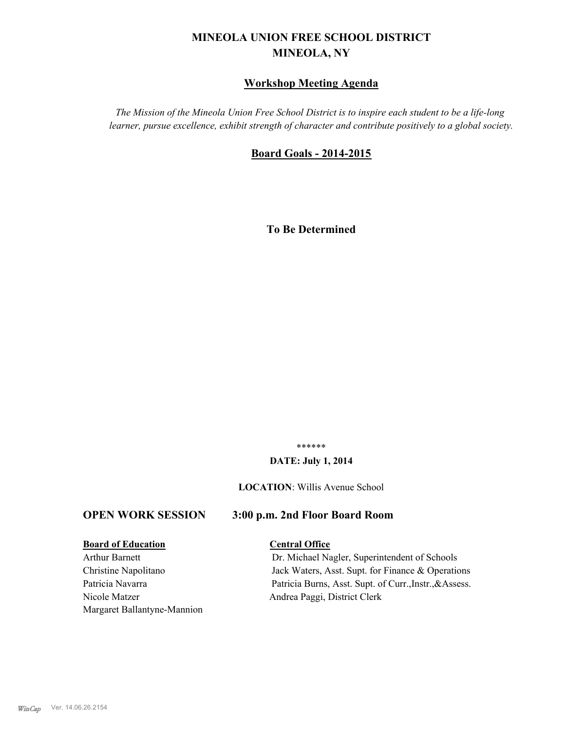# MINEOLA UNION FREE SCHOOL DISTRICT
# MINEOLA, NY

## Workshop Meeting Agenda

*The Mission of the Mineola Union Free School District is to inspire each student to be a life-long learner, pursue excellence, exhibit strength of character and contribute positively to a global society.*

## Board Goals - 2014-2015

**To Be Determined**

******

**DATE: July 1, 2014**

**LOCATION**: Willis Avenue School

**OPEN WORK SESSION 3:00 p.m. 2nd Floor Board Room**

| Board of Education | Central Office |
| --- | --- |
| Arthur Barnett | Dr. Michael Nagler, Superintendent of Schools |
| Christine Napolitano | Jack Waters, Asst. Supt. for Finance & Operations |
| Patricia Navarra | Patricia Burns, Asst. Supt. of Curr.,Instr.,&Assess. |
| Nicole Matzer | Andrea Paggi, District Clerk |
| Margaret Ballantyne-Mannion | |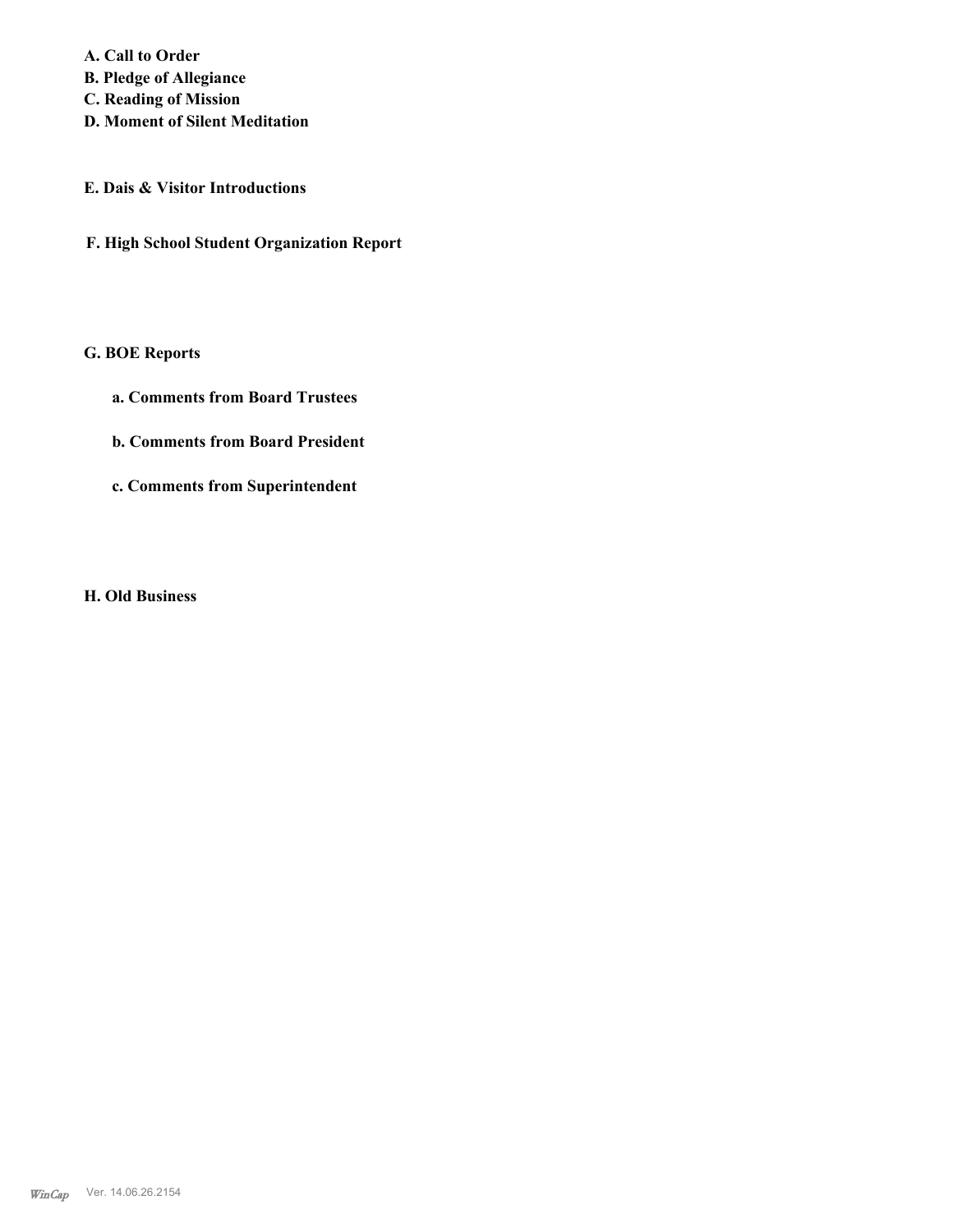**A. Call to Order**
**B. Pledge of Allegiance**
**C. Reading of Mission**
**D. Moment of Silent Meditation**

**E. Dais & Visitor Introductions**

**F. High School Student Organization Report**

**G. BOE Reports**

**a. Comments from Board Trustees**

**b. Comments from Board President**

**c. Comments from Superintendent**

**H. Old Business**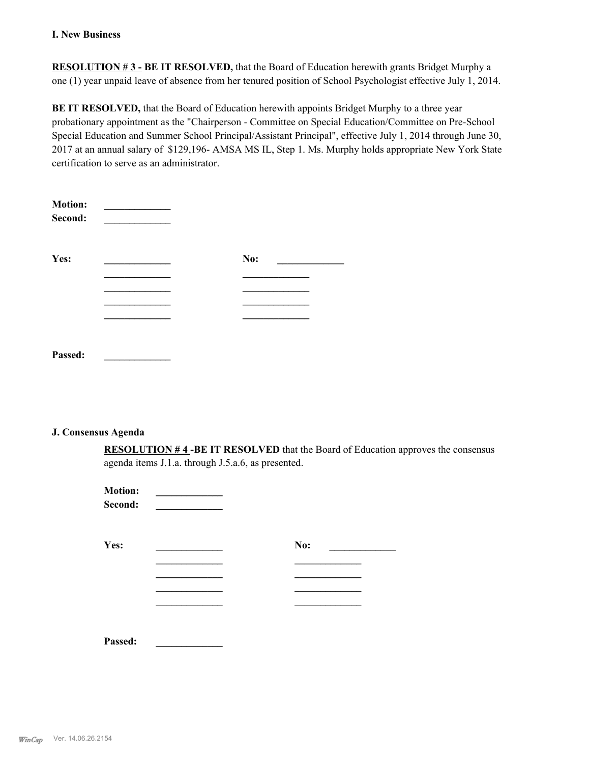### I. New Business

**RESOLUTION # 3 - BE IT RESOLVED,** that the Board of Education herewith grants Bridget Murphy a one (1) year unpaid leave of absence from her tenured position of School Psychologist effective July 1, 2014.

**BE IT RESOLVED,** that the Board of Education herewith appoints Bridget Murphy to a three year probationary appointment as the "Chairperson - Committee on Special Education/Committee on Pre-School Special Education and Summer School Principal/Assistant Principal", effective July 1, 2014 through June 30, 2017 at an annual salary of $129,196- AMSA MS IL, Step 1. Ms. Murphy holds appropriate New York State certification to serve as an administrator.

**Motion:** _____________
**Second:** _____________

**Yes:** _____________ **No:** _____________
_____________ _____________
_____________ _____________
_____________ _____________
_____________ _____________

**Passed:** _____________

### J. Consensus Agenda

**RESOLUTION # 4 -BE IT RESOLVED** that the Board of Education approves the consensus agenda items J.1.a. through J.5.a.6, as presented.

**Motion:** _____________
**Second:** _____________

**Yes:** _____________ **No:** _____________
_____________ _____________
_____________ _____________
_____________ _____________
_____________ _____________

**Passed:** _____________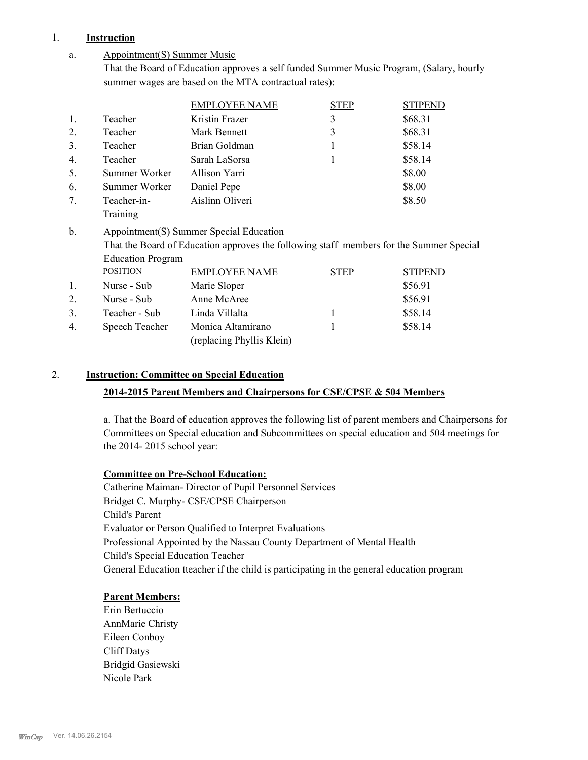1. **Instruction**

   a. Appointment(S) Summer Music

   That the Board of Education approves a self funded Summer Music Program, (Salary, hourly summer wages are based on the MTA contractual rates):

| | | EMPLOYEE NAME | STEP | STIPEND |
|---|---|---|---|---|
| 1. | Teacher | Kristin Frazer | 3 | $68.31 |
| 2. | Teacher | Mark Bennett | 3 | $68.31 |
| 3. | Teacher | Brian Goldman | 1 | $58.14 |
| 4. | Teacher | Sarah LaSorsa | 1 | $58.14 |
| 5. | Summer Worker | Allison Yarri | | $8.00 |
| 6. | Summer Worker | Daniel Pepe | | $8.00 |
| 7. | Teacher-in-Training | Aislinn Oliveri | | $8.50 |

   b. Appointment(S) Summer Special Education

   That the Board of Education approves the following staff members for the Summer Special Education Program

| | POSITION | EMPLOYEE NAME | STEP | STIPEND |
|---|---|---|---|---|
| 1. | Nurse - Sub | Marie Sloper | | $56.91 |
| 2. | Nurse - Sub | Anne McAree | | $56.91 |
| 3. | Teacher - Sub | Linda Villalta | 1 | $58.14 |
| 4. | Speech Teacher | Monica Altamirano (replacing Phyllis Klein) | 1 | $58.14 |

2. **Instruction: Committee on Special Education**

   **2014-2015 Parent Members and Chairpersons for CSE/CPSE & 504 Members**

   a. That the Board of education approves the following list of parent members and Chairpersons for Committees on Special education and Subcommittees on special education and 504 meetings for the 2014- 2015 school year:

   **Committee on Pre-School Education:**

   Catherine Maiman- Director of Pupil Personnel Services
   Bridget C. Murphy- CSE/CPSE Chairperson
   Child's Parent
   Evaluator or Person Qualified to Interpret Evaluations
   Professional Appointed by the Nassau County Department of Mental Health
   Child's Special Education Teacher
   General Education tteacher if the child is participating in the general education program

   **Parent Members:**

   Erin Bertuccio
   AnnMarie Christy
   Eileen Conboy
   Cliff Datys
   Bridgid Gasiewski
   Nicole Park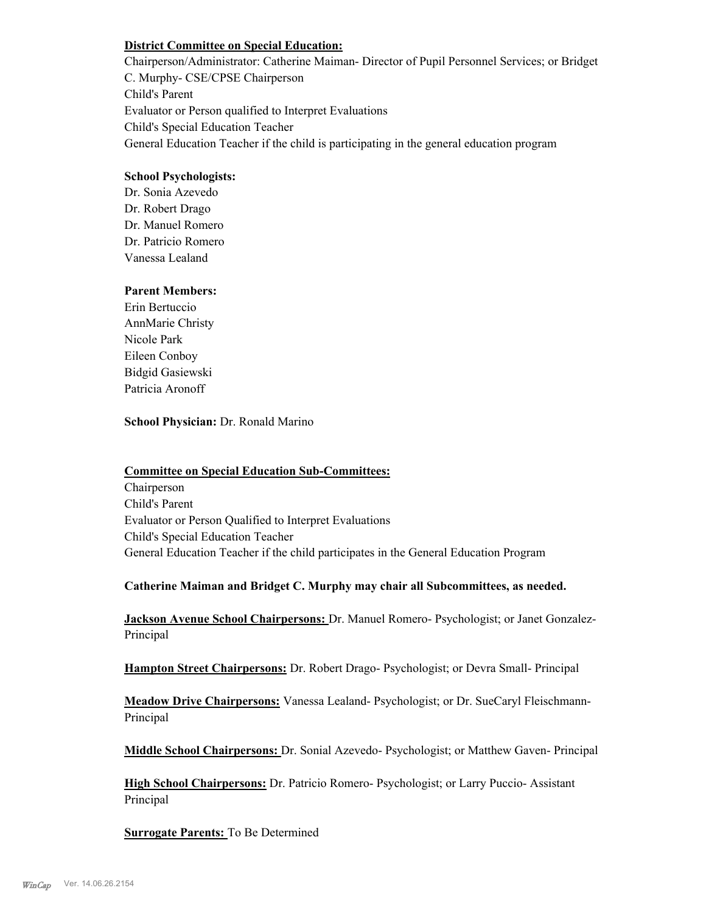**<u>District Committee on Special Education:</u>**
Chairperson/Administrator: Catherine Maiman- Director of Pupil Personnel Services; or Bridget C. Murphy- CSE/CPSE Chairperson
Child's Parent
Evaluator or Person qualified to Interpret Evaluations
Child's Special Education Teacher
General Education Teacher if the child is participating in the general education program

**School Psychologists:**
Dr. Sonia Azevedo
Dr. Robert Drago
Dr. Manuel Romero
Dr. Patricio Romero
Vanessa Lealand

**Parent Members:**
Erin Bertuccio
AnnMarie Christy
Nicole Park
Eileen Conboy
Bidgid Gasiewski
Patricia Aronoff

**School Physician:** Dr. Ronald Marino

**<u>Committee on Special Education Sub-Committees:</u>**
Chairperson
Child's Parent
Evaluator or Person Qualified to Interpret Evaluations
Child's Special Education Teacher
General Education Teacher if the child participates in the General Education Program

**Catherine Maiman and Bridget C. Murphy may chair all Subcommittees, as needed.**

**<u>Jackson Avenue School Chairpersons:</u>** Dr. Manuel Romero- Psychologist; or Janet Gonzalez-Principal

**<u>Hampton Street Chairpersons:</u>** Dr. Robert Drago- Psychologist; or Devra Small- Principal

**<u>Meadow Drive Chairpersons:</u>** Vanessa Lealand- Psychologist; or Dr. SueCaryl Fleischmann-Principal

**<u>Middle School Chairpersons:</u>** Dr. Sonial Azevedo- Psychologist; or Matthew Gaven- Principal

**<u>High School Chairpersons:</u>** Dr. Patricio Romero- Psychologist; or Larry Puccio- Assistant Principal

**<u>Surrogate Parents:</u>** To Be Determined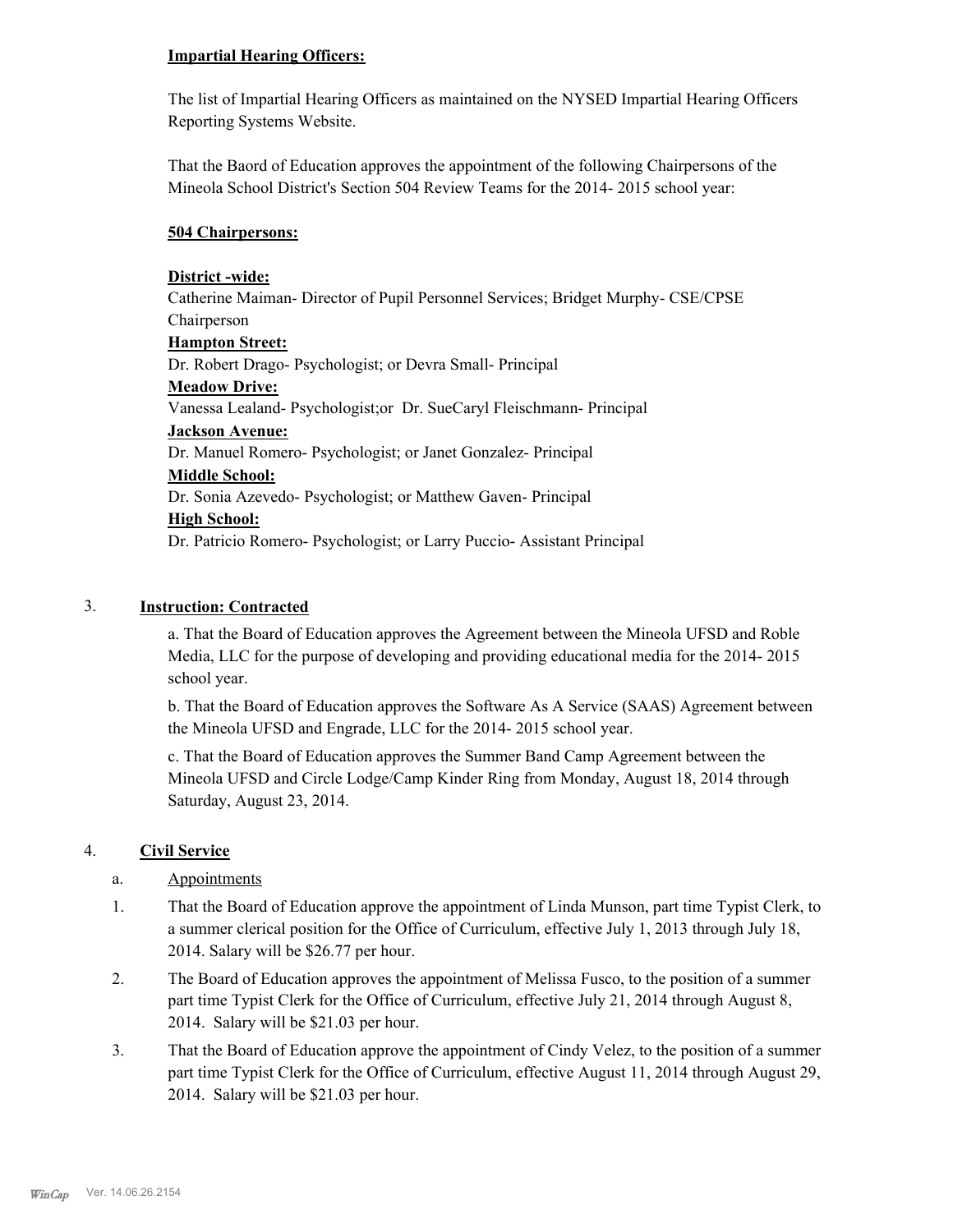**Impartial Hearing Officers:**

The list of Impartial Hearing Officers as maintained on the NYSED Impartial Hearing Officers Reporting Systems Website.

That the Baord of Education approves the appointment of the following Chairpersons of the Mineola School District's Section 504 Review Teams for the 2014- 2015 school year:

**504 Chairpersons:**

**District -wide:**
Catherine Maiman- Director of Pupil Personnel Services; Bridget Murphy- CSE/CPSE Chairperson
**Hampton Street:**
Dr. Robert Drago- Psychologist; or Devra Small- Principal
**Meadow Drive:**
Vanessa Lealand- Psychologist;or Dr. SueCaryl Fleischmann- Principal
**Jackson Avenue:**
Dr. Manuel Romero- Psychologist; or Janet Gonzalez- Principal
**Middle School:**
Dr. Sonia Azevedo- Psychologist; or Matthew Gaven- Principal
**High School:**
Dr. Patricio Romero- Psychologist; or Larry Puccio- Assistant Principal

3. **Instruction: Contracted**

a. That the Board of Education approves the Agreement between the Mineola UFSD and Roble Media, LLC for the purpose of developing and providing educational media for the 2014- 2015 school year.

b. That the Board of Education approves the Software As A Service (SAAS) Agreement between the Mineola UFSD and Engrade, LLC for the 2014- 2015 school year.

c. That the Board of Education approves the Summer Band Camp Agreement between the Mineola UFSD and Circle Lodge/Camp Kinder Ring from Monday, August 18, 2014 through Saturday, August 23, 2014.

4. **Civil Service**

a. Appointments

1. That the Board of Education approve the appointment of Linda Munson, part time Typist Clerk, to a summer clerical position for the Office of Curriculum, effective July 1, 2013 through July 18, 2014. Salary will be $26.77 per hour.

2. The Board of Education approves the appointment of Melissa Fusco, to the position of a summer part time Typist Clerk for the Office of Curriculum, effective July 21, 2014 through August 8, 2014. Salary will be $21.03 per hour.

3. That the Board of Education approve the appointment of Cindy Velez, to the position of a summer part time Typist Clerk for the Office of Curriculum, effective August 11, 2014 through August 29, 2014. Salary will be $21.03 per hour.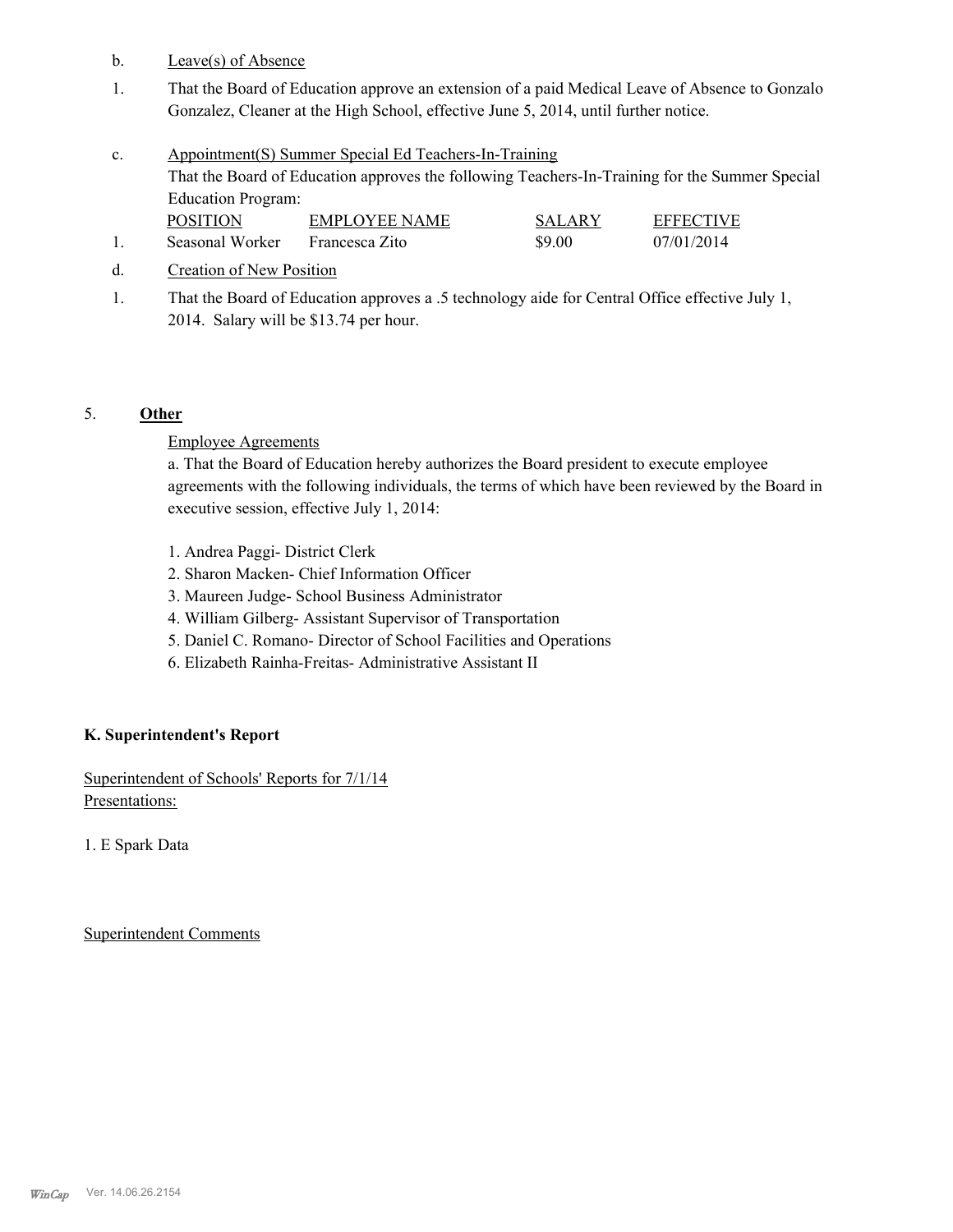b. Leave(s) of Absence

1. That the Board of Education approve an extension of a paid Medical Leave of Absence to Gonzalo Gonzalez, Cleaner at the High School, effective June 5, 2014, until further notice.

c. Appointment(S) Summer Special Ed Teachers-In-Training

That the Board of Education approves the following Teachers-In-Training for the Summer Special Education Program:

| | POSITION | EMPLOYEE NAME | SALARY | EFFECTIVE |
|---|---|---|---|---|
| 1. | Seasonal Worker | Francesca Zito | $9.00 | 07/01/2014 |

d. Creation of New Position

1. That the Board of Education approves a .5 technology aide for Central Office effective July 1, 2014. Salary will be $13.74 per hour.

5. **Other**

Employee Agreements

a. That the Board of Education hereby authorizes the Board president to execute employee agreements with the following individuals, the terms of which have been reviewed by the Board in executive session, effective July 1, 2014:

1. Andrea Paggi- District Clerk
2. Sharon Macken- Chief Information Officer
3. Maureen Judge- School Business Administrator
4. William Gilberg- Assistant Supervisor of Transportation
5. Daniel C. Romano- Director of School Facilities and Operations
6. Elizabeth Rainha-Freitas- Administrative Assistant II

**K. Superintendent's Report**

Superintendent of Schools' Reports for 7/1/14
Presentations:

1. E Spark Data

Superintendent Comments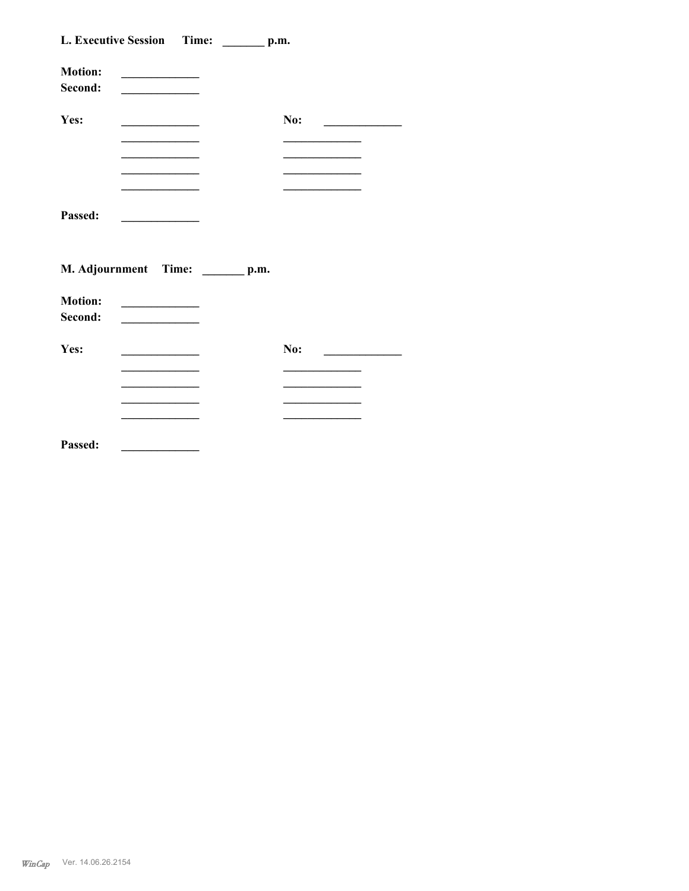**L. Executive Session     Time: _______ p.m.**

**Motion:** _____________
**Second:** _____________

| | | | |
|---|---|---|---|
| **Yes:** | _____________ | **No:** | _____________ |
| | _____________ | | _____________ |
| | _____________ | | _____________ |
| | _____________ | | _____________ |
| | _____________ | | _____________ |

**Passed:** _____________

**M. Adjournment     Time: _______ p.m.**

**Motion:** _____________
**Second:** _____________

| | | | |
|---|---|---|---|
| **Yes:** | _____________ | **No:** | _____________ |
| | _____________ | | _____________ |
| | _____________ | | _____________ |
| | _____________ | | _____________ |
| | _____________ | | _____________ |

**Passed:** _____________